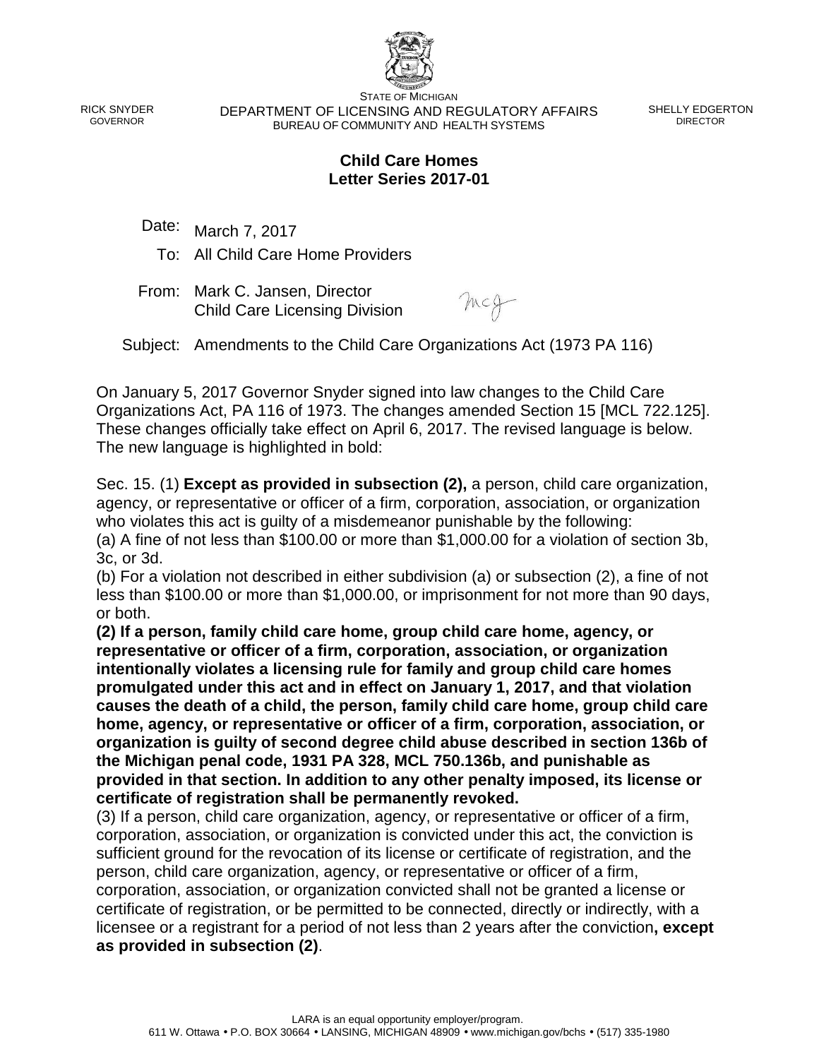RICK SNYDER
GOVERNOR

STATE OF MICHIGAN
DEPARTMENT OF LICENSING AND REGULATORY AFFAIRS
BUREAU OF COMMUNITY AND HEALTH SYSTEMS

SHELLY EDGERTON
DIRECTOR

## Child Care Homes
## Letter Series 2017-01

Date: March 7, 2017

To: All Child Care Home Providers

From: Mark C. Jansen, Director
Child Care Licensing Division

Subject: Amendments to the Child Care Organizations Act (1973 PA 116)

On January 5, 2017 Governor Snyder signed into law changes to the Child Care Organizations Act, PA 116 of 1973. The changes amended Section 15 [MCL 722.125]. These changes officially take effect on April 6, 2017. The revised language is below. The new language is highlighted in bold:

Sec. 15. (1) **Except as provided in subsection (2),** a person, child care organization, agency, or representative or officer of a firm, corporation, association, or organization who violates this act is guilty of a misdemeanor punishable by the following:
(a) A fine of not less than $100.00 or more than $1,000.00 for a violation of section 3b, 3c, or 3d.
(b) For a violation not described in either subdivision (a) or subsection (2), a fine of not less than $100.00 or more than $1,000.00, or imprisonment for not more than 90 days, or both.
**(2) If a person, family child care home, group child care home, agency, or representative or officer of a firm, corporation, association, or organization intentionally violates a licensing rule for family and group child care homes promulgated under this act and in effect on January 1, 2017, and that violation causes the death of a child, the person, family child care home, group child care home, agency, or representative or officer of a firm, corporation, association, or organization is guilty of second degree child abuse described in section 136b of the Michigan penal code, 1931 PA 328, MCL 750.136b, and punishable as provided in that section. In addition to any other penalty imposed, its license or certificate of registration shall be permanently revoked.**
(3) If a person, child care organization, agency, or representative or officer of a firm, corporation, association, or organization is convicted under this act, the conviction is sufficient ground for the revocation of its license or certificate of registration, and the person, child care organization, agency, or representative or officer of a firm, corporation, association, or organization convicted shall not be granted a license or certificate of registration, or be permitted to be connected, directly or indirectly, with a licensee or a registrant for a period of not less than 2 years after the conviction**, except as provided in subsection (2)**.

LARA is an equal opportunity employer/program.
611 W. Ottawa • P.O. BOX 30664 • LANSING, MICHIGAN 48909 • www.michigan.gov/bchs • (517) 335-1980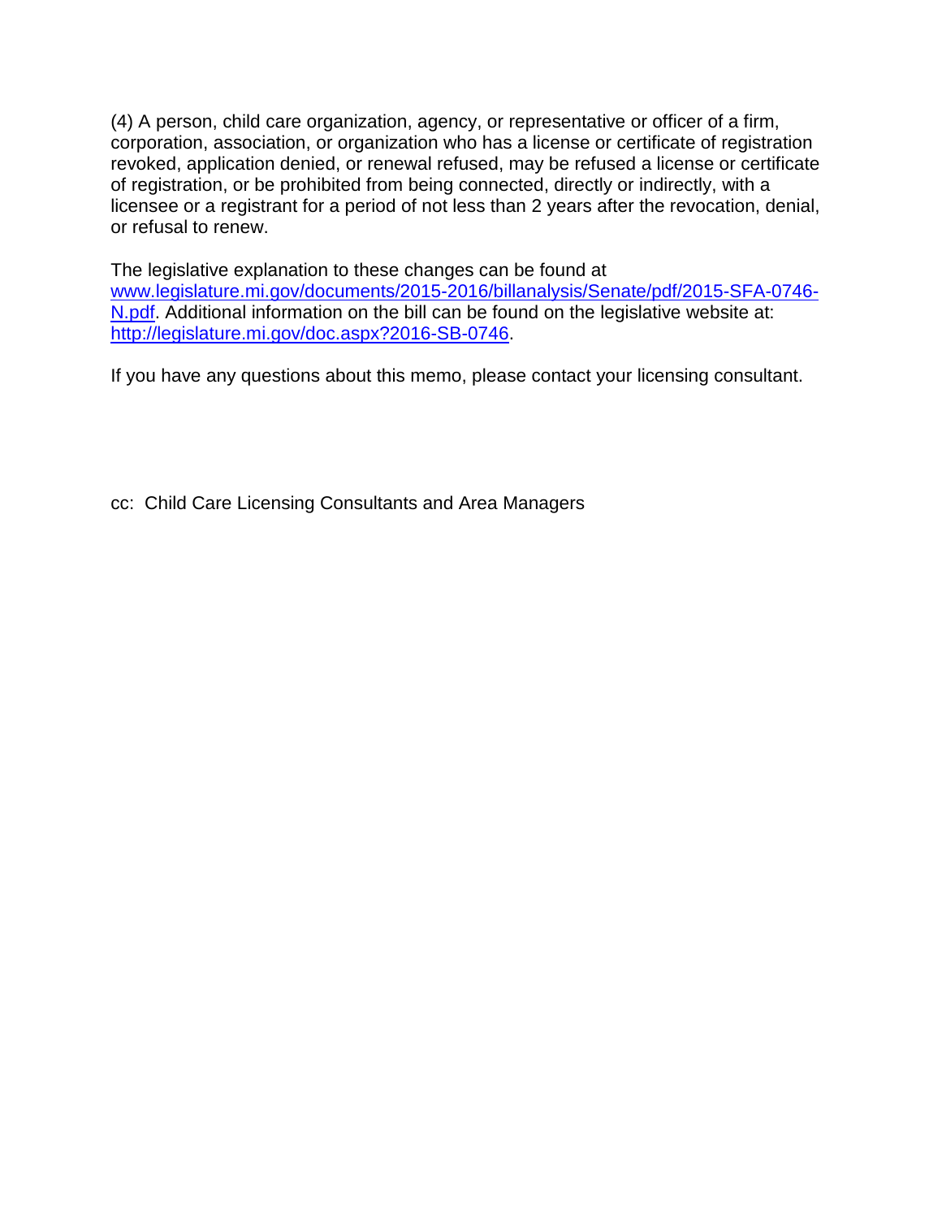(4) A person, child care organization, agency, or representative or officer of a firm, corporation, association, or organization who has a license or certificate of registration revoked, application denied, or renewal refused, may be refused a license or certificate of registration, or be prohibited from being connected, directly or indirectly, with a licensee or a registrant for a period of not less than 2 years after the revocation, denial, or refusal to renew.

The legislative explanation to these changes can be found at [www.legislature.mi.gov/documents/2015-2016/billanalysis/Senate/pdf/2015-SFA-0746-N.pdf](www.legislature.mi.gov/documents/2015-2016/billanalysis/Senate/pdf/2015-SFA-0746-N.pdf). Additional information on the bill can be found on the legislative website at: [http://legislature.mi.gov/doc.aspx?2016-SB-0746](http://legislature.mi.gov/doc.aspx?2016-SB-0746).

If you have any questions about this memo, please contact your licensing consultant.

cc: Child Care Licensing Consultants and Area Managers